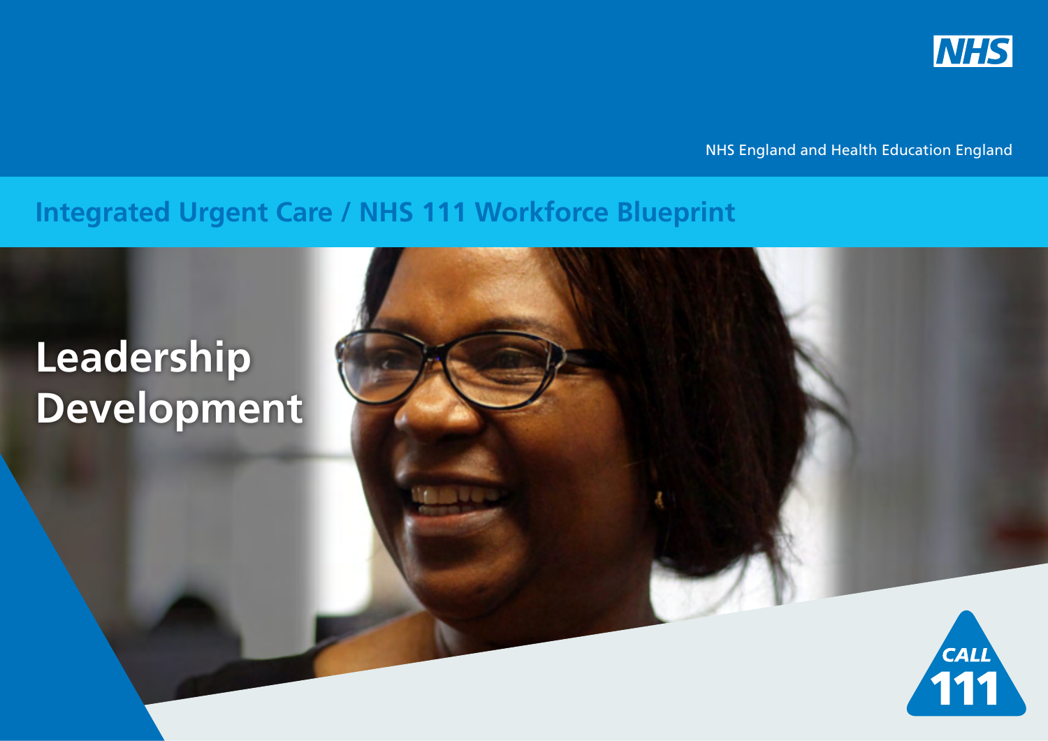NHS

NHS England and Health Education England

## Integrated Urgent Care / NHS 111 Workforce Blueprint

# Leadership Development

CALL 111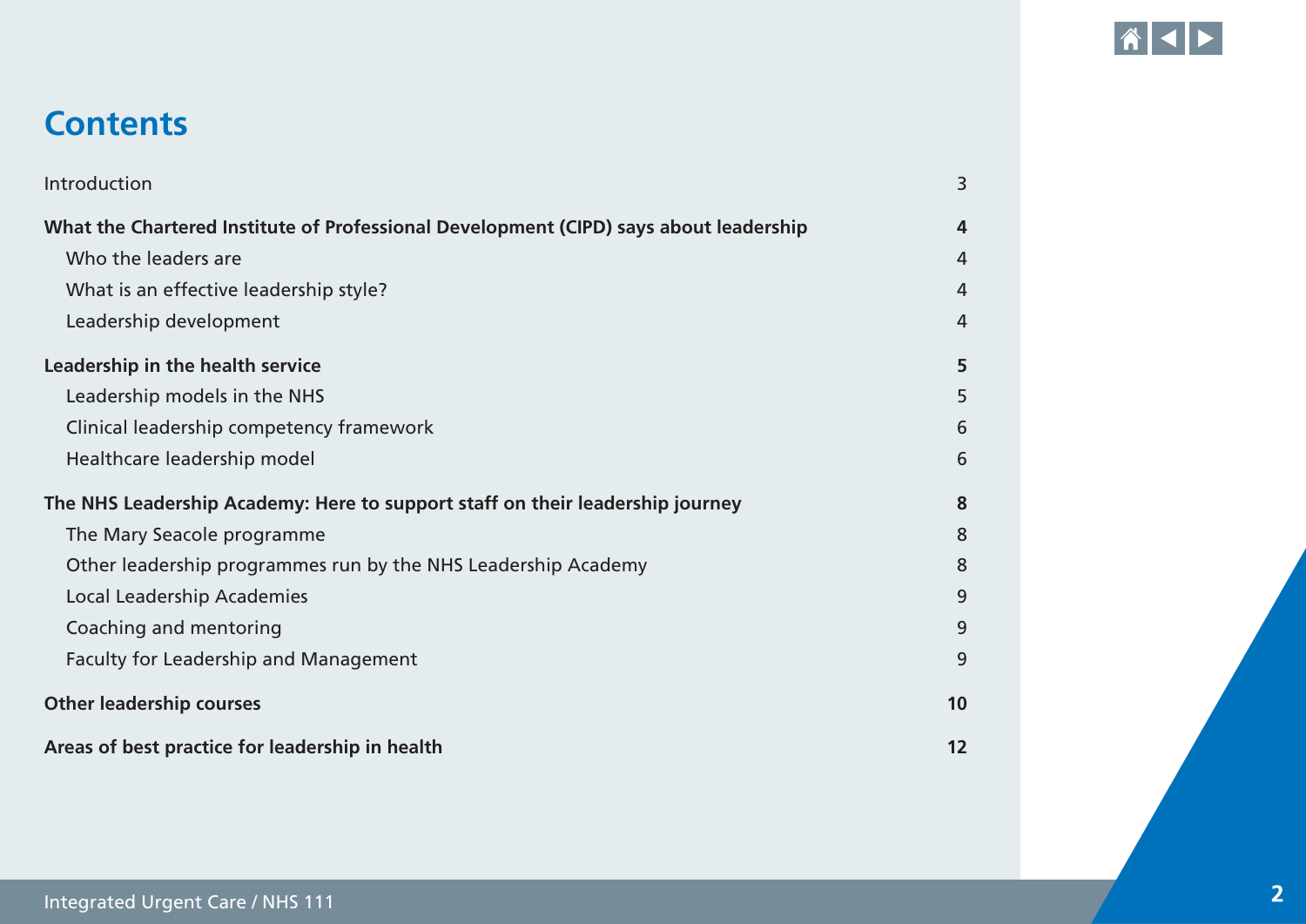# Contents

| | |
|---|---|
| Introduction | 3 |
| **What the Chartered Institute of Professional Development (CIPD) says about leadership** | **4** |
| Who the leaders are | 4 |
| What is an effective leadership style? | 4 |
| Leadership development | 4 |
| **Leadership in the health service** | **5** |
| Leadership models in the NHS | 5 |
| Clinical leadership competency framework | 6 |
| Healthcare leadership model | 6 |
| **The NHS Leadership Academy: Here to support staff on their leadership journey** | **8** |
| The Mary Seacole programme | 8 |
| Other leadership programmes run by the NHS Leadership Academy | 8 |
| Local Leadership Academies | 9 |
| Coaching and mentoring | 9 |
| Faculty for Leadership and Management | 9 |
| **Other leadership courses** | **10** |
| **Areas of best practice for leadership in health** | **12** |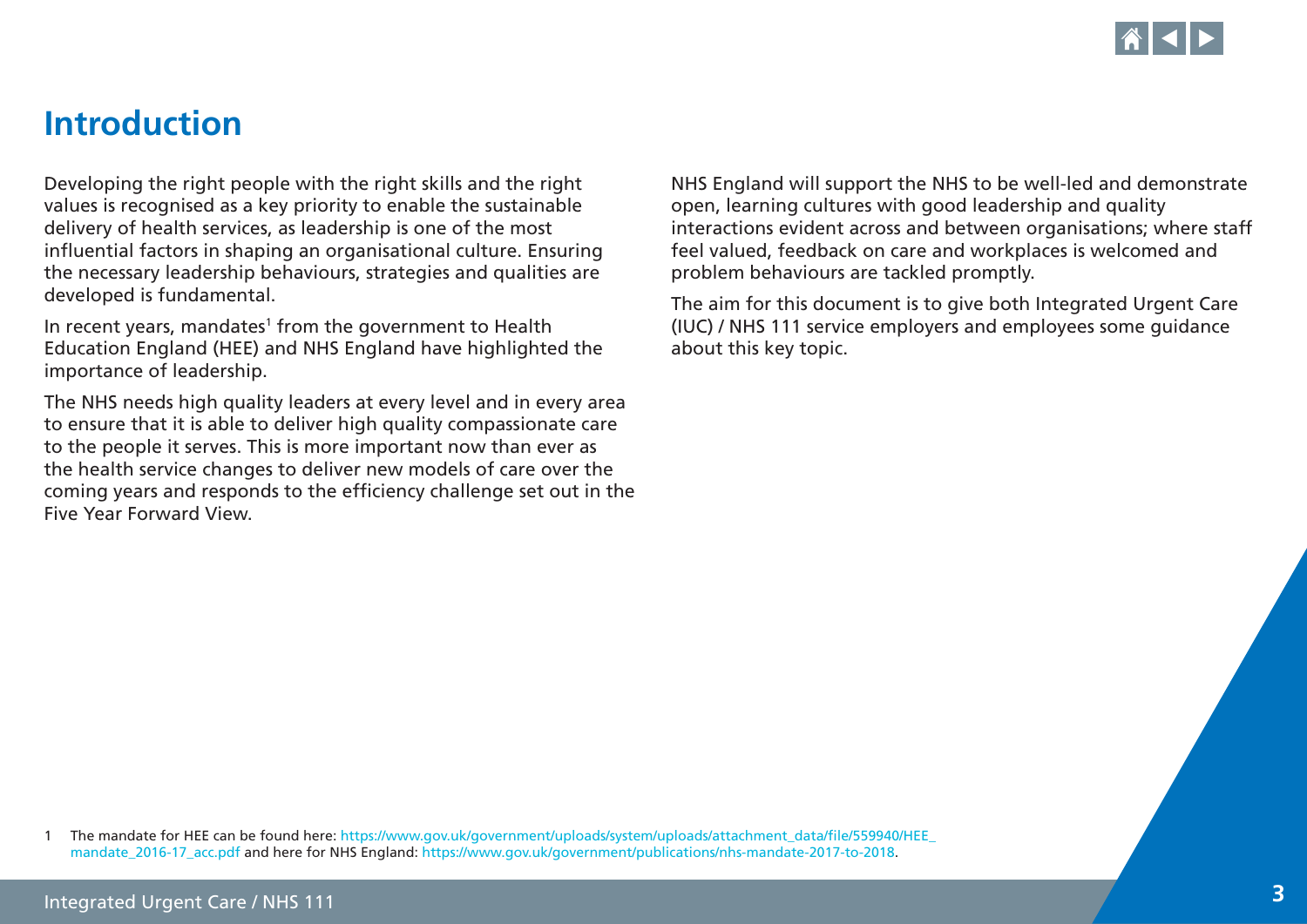# Introduction

Developing the right people with the right skills and the right values is recognised as a key priority to enable the sustainable delivery of health services, as leadership is one of the most influential factors in shaping an organisational culture. Ensuring the necessary leadership behaviours, strategies and qualities are developed is fundamental.

In recent years, mandates[1] from the government to Health Education England (HEE) and NHS England have highlighted the importance of leadership.

The NHS needs high quality leaders at every level and in every area to ensure that it is able to deliver high quality compassionate care to the people it serves. This is more important now than ever as the health service changes to deliver new models of care over the coming years and responds to the efficiency challenge set out in the Five Year Forward View.

NHS England will support the NHS to be well-led and demonstrate open, learning cultures with good leadership and quality interactions evident across and between organisations; where staff feel valued, feedback on care and workplaces is welcomed and problem behaviours are tackled promptly.

The aim for this document is to give both Integrated Urgent Care (IUC) / NHS 111 service employers and employees some guidance about this key topic.

1 The mandate for HEE can be found here: https://www.gov.uk/government/uploads/system/uploads/attachment_data/file/559940/HEE_mandate_2016-17_acc.pdf and here for NHS England: https://www.gov.uk/government/publications/nhs-mandate-2017-to-2018.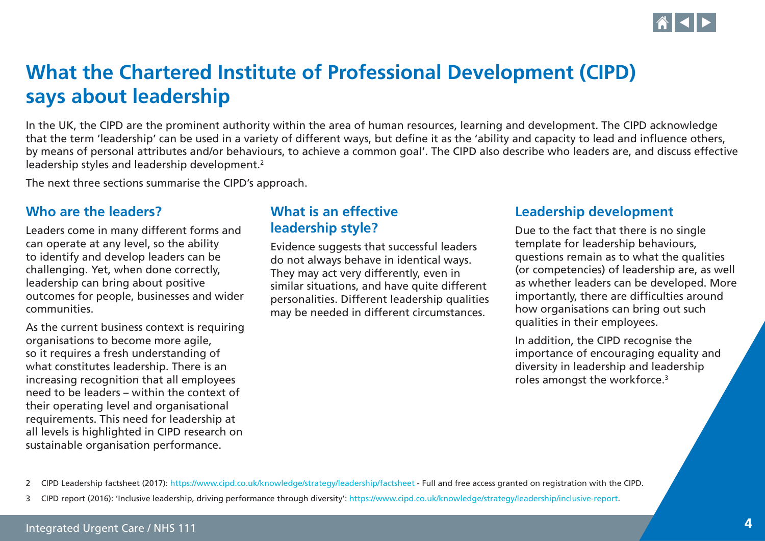# What the Chartered Institute of Professional Development (CIPD) says about leadership

In the UK, the CIPD are the prominent authority within the area of human resources, learning and development. The CIPD acknowledge that the term 'leadership' can be used in a variety of different ways, but define it as the 'ability and capacity to lead and influence others, by means of personal attributes and/or behaviours, to achieve a common goal'. The CIPD also describe who leaders are, and discuss effective leadership styles and leadership development.[2]

The next three sections summarise the CIPD's approach.

## Who are the leaders?

Leaders come in many different forms and can operate at any level, so the ability to identify and develop leaders can be challenging. Yet, when done correctly, leadership can bring about positive outcomes for people, businesses and wider communities.

As the current business context is requiring organisations to become more agile, so it requires a fresh understanding of what constitutes leadership. There is an increasing recognition that all employees need to be leaders – within the context of their operating level and organisational requirements. This need for leadership at all levels is highlighted in CIPD research on sustainable organisation performance.

## What is an effective leadership style?

Evidence suggests that successful leaders do not always behave in identical ways. They may act very differently, even in similar situations, and have quite different personalities. Different leadership qualities may be needed in different circumstances.

## Leadership development

Due to the fact that there is no single template for leadership behaviours, questions remain as to what the qualities (or competencies) of leadership are, as well as whether leaders can be developed. More importantly, there are difficulties around how organisations can bring out such qualities in their employees.

In addition, the CIPD recognise the importance of encouraging equality and diversity in leadership and leadership roles amongst the workforce.[3]

2 CIPD Leadership factsheet (2017): https://www.cipd.co.uk/knowledge/strategy/leadership/factsheet - Full and free access granted on registration with the CIPD.

3 CIPD report (2016): 'Inclusive leadership, driving performance through diversity': https://www.cipd.co.uk/knowledge/strategy/leadership/inclusive-report.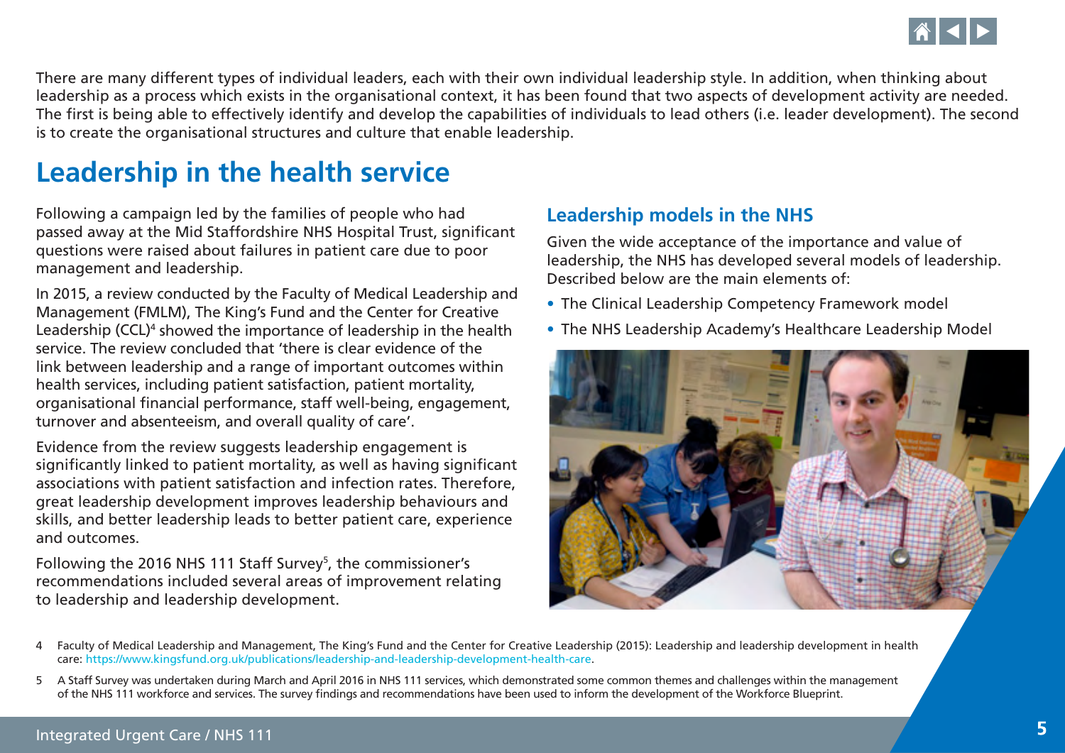There are many different types of individual leaders, each with their own individual leadership style. In addition, when thinking about leadership as a process which exists in the organisational context, it has been found that two aspects of development activity are needed. The first is being able to effectively identify and develop the capabilities of individuals to lead others (i.e. leader development). The second is to create the organisational structures and culture that enable leadership.

# Leadership in the health service

Following a campaign led by the families of people who had passed away at the Mid Staffordshire NHS Hospital Trust, significant questions were raised about failures in patient care due to poor management and leadership.

In 2015, a review conducted by the Faculty of Medical Leadership and Management (FMLM), The King's Fund and the Center for Creative Leadership (CCL)[4] showed the importance of leadership in the health service. The review concluded that 'there is clear evidence of the link between leadership and a range of important outcomes within health services, including patient satisfaction, patient mortality, organisational financial performance, staff well-being, engagement, turnover and absenteeism, and overall quality of care'.

Evidence from the review suggests leadership engagement is significantly linked to patient mortality, as well as having significant associations with patient satisfaction and infection rates. Therefore, great leadership development improves leadership behaviours and skills, and better leadership leads to better patient care, experience and outcomes.

Following the 2016 NHS 111 Staff Survey[5], the commissioner's recommendations included several areas of improvement relating to leadership and leadership development.

## Leadership models in the NHS

Given the wide acceptance of the importance and value of leadership, the NHS has developed several models of leadership. Described below are the main elements of:

- The Clinical Leadership Competency Framework model
- The NHS Leadership Academy's Healthcare Leadership Model

4 Faculty of Medical Leadership and Management, The King's Fund and the Center for Creative Leadership (2015): Leadership and leadership development in health care: https://www.kingsfund.org.uk/publications/leadership-and-leadership-development-health-care.

5 A Staff Survey was undertaken during March and April 2016 in NHS 111 services, which demonstrated some common themes and challenges within the management of the NHS 111 workforce and services. The survey findings and recommendations have been used to inform the development of the Workforce Blueprint.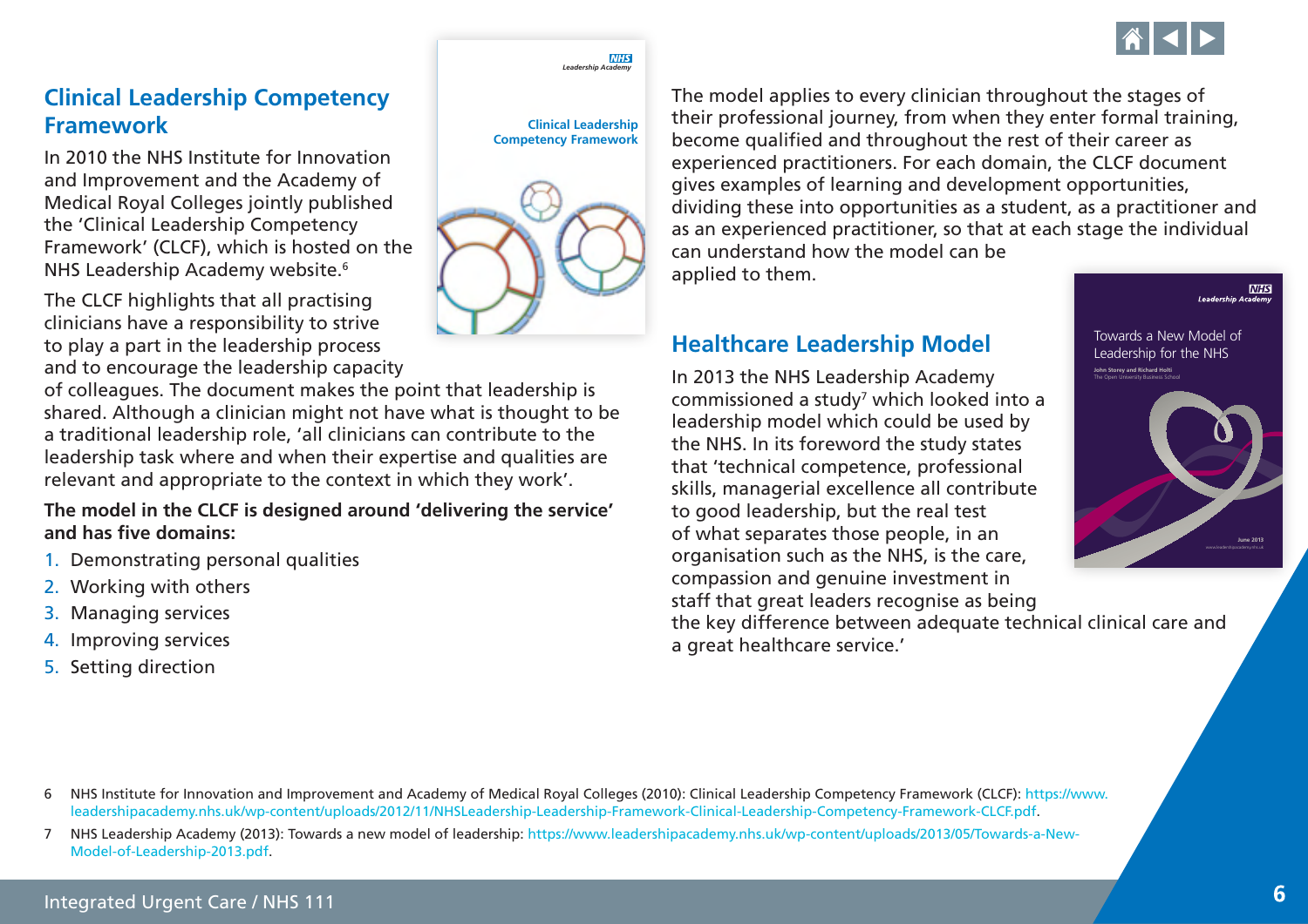## Clinical Leadership Competency Framework

In 2010 the NHS Institute for Innovation and Improvement and the Academy of Medical Royal Colleges jointly published the 'Clinical Leadership Competency Framework' (CLCF), which is hosted on the NHS Leadership Academy website.[6]

The CLCF highlights that all practising clinicians have a responsibility to strive to play a part in the leadership process and to encourage the leadership capacity of colleagues. The document makes the point that leadership is shared. Although a clinician might not have what is thought to be a traditional leadership role, 'all clinicians can contribute to the leadership task where and when their expertise and qualities are relevant and appropriate to the context in which they work'.

**The model in the CLCF is designed around 'delivering the service' and has five domains:**

1. Demonstrating personal qualities
2. Working with others
3. Managing services
4. Improving services
5. Setting direction

The model applies to every clinician throughout the stages of their professional journey, from when they enter formal training, become qualified and throughout the rest of their career as experienced practitioners. For each domain, the CLCF document gives examples of learning and development opportunities, dividing these into opportunities as a student, as a practitioner and as an experienced practitioner, so that at each stage the individual can understand how the model can be applied to them.

## Healthcare Leadership Model

In 2013 the NHS Leadership Academy commissioned a study[7] which looked into a leadership model which could be used by the NHS. In its foreword the study states that 'technical competence, professional skills, managerial excellence all contribute to good leadership, but the real test of what separates those people, in an organisation such as the NHS, is the care, compassion and genuine investment in staff that great leaders recognise as being the key difference between adequate technical clinical care and a great healthcare service.'

6 NHS Institute for Innovation and Improvement and Academy of Medical Royal Colleges (2010): Clinical Leadership Competency Framework (CLCF): https://www.leadershipacademy.nhs.uk/wp-content/uploads/2012/11/NHSLeadership-Leadership-Framework-Clinical-Leadership-Competency-Framework-CLCF.pdf.

7 NHS Leadership Academy (2013): Towards a new model of leadership: https://www.leadershipacademy.nhs.uk/wp-content/uploads/2013/05/Towards-a-New-Model-of-Leadership-2013.pdf.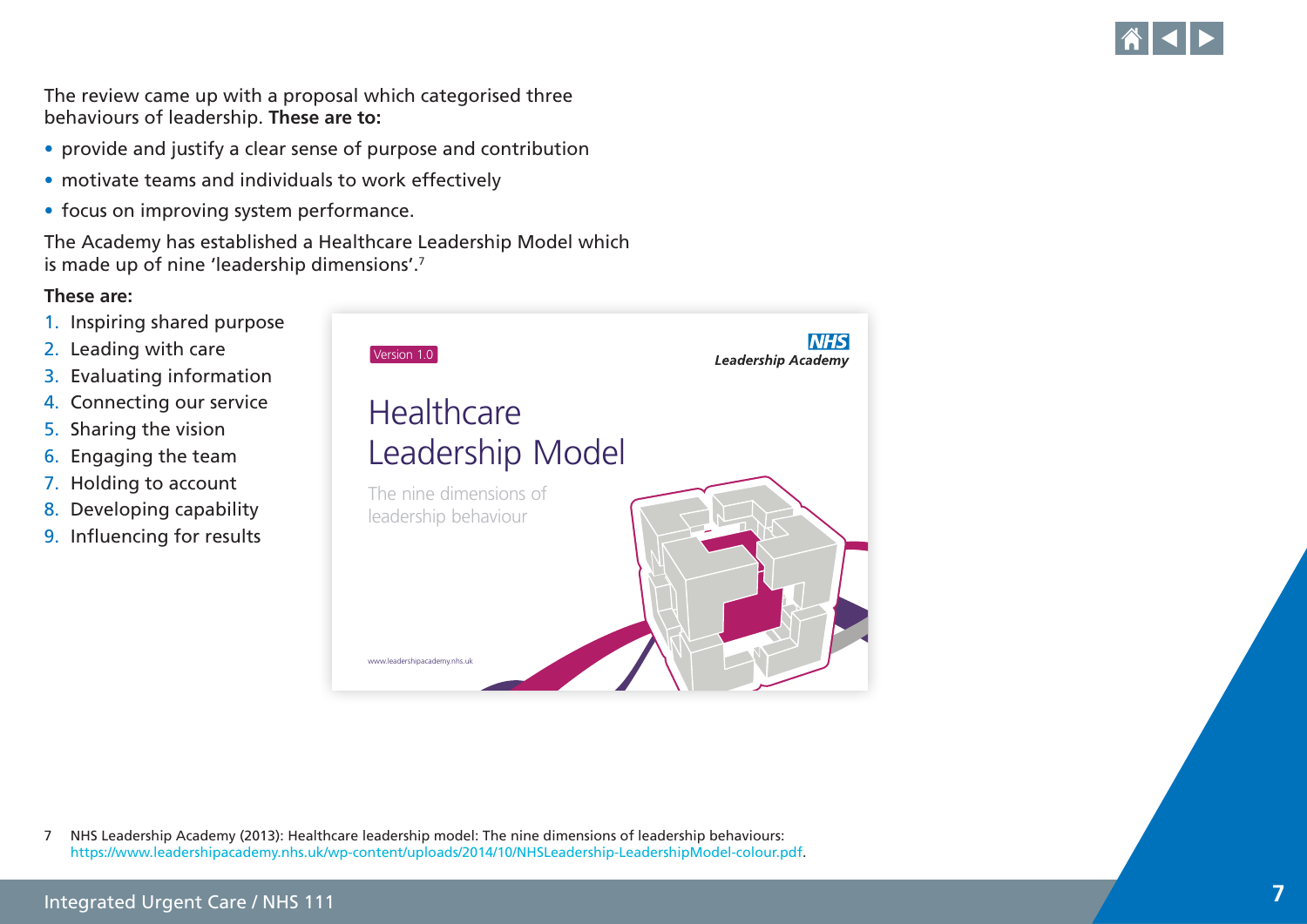The review came up with a proposal which categorised three behaviours of leadership. **These are to:**

- provide and justify a clear sense of purpose and contribution
- motivate teams and individuals to work effectively
- focus on improving system performance.

The Academy has established a Healthcare Leadership Model which is made up of nine 'leadership dimensions'.[7]

**These are:**

1. Inspiring shared purpose
2. Leading with care
3. Evaluating information
4. Connecting our service
5. Sharing the vision
6. Engaging the team
7. Holding to account
8. Developing capability
9. Influencing for results

7 NHS Leadership Academy (2013): Healthcare leadership model: The nine dimensions of leadership behaviours: https://www.leadershipacademy.nhs.uk/wp-content/uploads/2014/10/NHSLeadership-LeadershipModel-colour.pdf.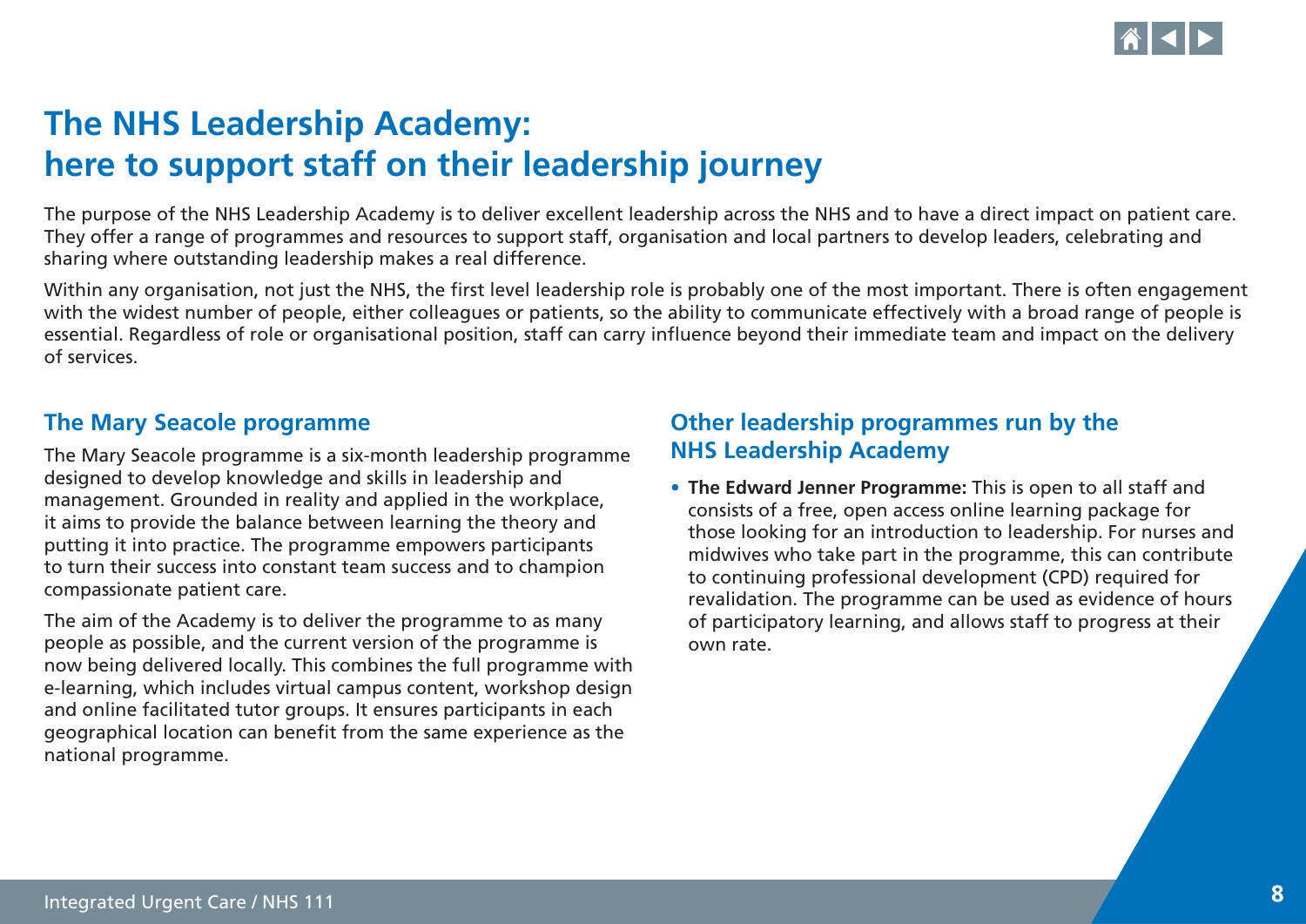# The NHS Leadership Academy: here to support staff on their leadership journey

The purpose of the NHS Leadership Academy is to deliver excellent leadership across the NHS and to have a direct impact on patient care. They offer a range of programmes and resources to support staff, organisation and local partners to develop leaders, celebrating and sharing where outstanding leadership makes a real difference.

Within any organisation, not just the NHS, the first level leadership role is probably one of the most important. There is often engagement with the widest number of people, either colleagues or patients, so the ability to communicate effectively with a broad range of people is essential. Regardless of role or organisational position, staff can carry influence beyond their immediate team and impact on the delivery of services.

## The Mary Seacole programme

The Mary Seacole programme is a six-month leadership programme designed to develop knowledge and skills in leadership and management. Grounded in reality and applied in the workplace, it aims to provide the balance between learning the theory and putting it into practice. The programme empowers participants to turn their success into constant team success and to champion compassionate patient care.

The aim of the Academy is to deliver the programme to as many people as possible, and the current version of the programme is now being delivered locally. This combines the full programme with e-learning, which includes virtual campus content, workshop design and online facilitated tutor groups. It ensures participants in each geographical location can benefit from the same experience as the national programme.

## Other leadership programmes run by the NHS Leadership Academy

- **The Edward Jenner Programme:** This is open to all staff and consists of a free, open access online learning package for those looking for an introduction to leadership. For nurses and midwives who take part in the programme, this can contribute to continuing professional development (CPD) required for revalidation. The programme can be used as evidence of hours of participatory learning, and allows staff to progress at their own rate.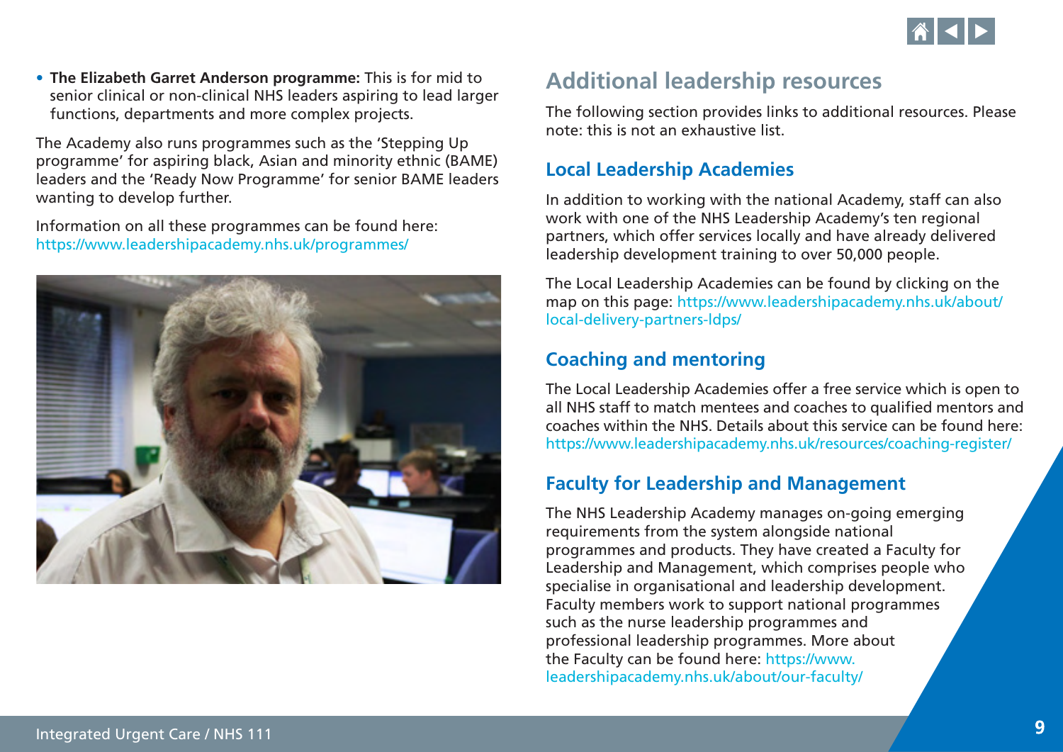- **The Elizabeth Garret Anderson programme:** This is for mid to senior clinical or non-clinical NHS leaders aspiring to lead larger functions, departments and more complex projects.

The Academy also runs programmes such as the 'Stepping Up programme' for aspiring black, Asian and minority ethnic (BAME) leaders and the 'Ready Now Programme' for senior BAME leaders wanting to develop further.

Information on all these programmes can be found here: https://www.leadershipacademy.nhs.uk/programmes/

## Additional leadership resources

The following section provides links to additional resources. Please note: this is not an exhaustive list.

### Local Leadership Academies

In addition to working with the national Academy, staff can also work with one of the NHS Leadership Academy's ten regional partners, which offer services locally and have already delivered leadership development training to over 50,000 people.

The Local Leadership Academies can be found by clicking on the map on this page: https://www.leadershipacademy.nhs.uk/about/local-delivery-partners-ldps/

### Coaching and mentoring

The Local Leadership Academies offer a free service which is open to all NHS staff to match mentees and coaches to qualified mentors and coaches within the NHS. Details about this service can be found here: https://www.leadershipacademy.nhs.uk/resources/coaching-register/

### Faculty for Leadership and Management

The NHS Leadership Academy manages on-going emerging requirements from the system alongside national programmes and products. They have created a Faculty for Leadership and Management, which comprises people who specialise in organisational and leadership development. Faculty members work to support national programmes such as the nurse leadership programmes and professional leadership programmes. More about the Faculty can be found here: https://www.leadershipacademy.nhs.uk/about/our-faculty/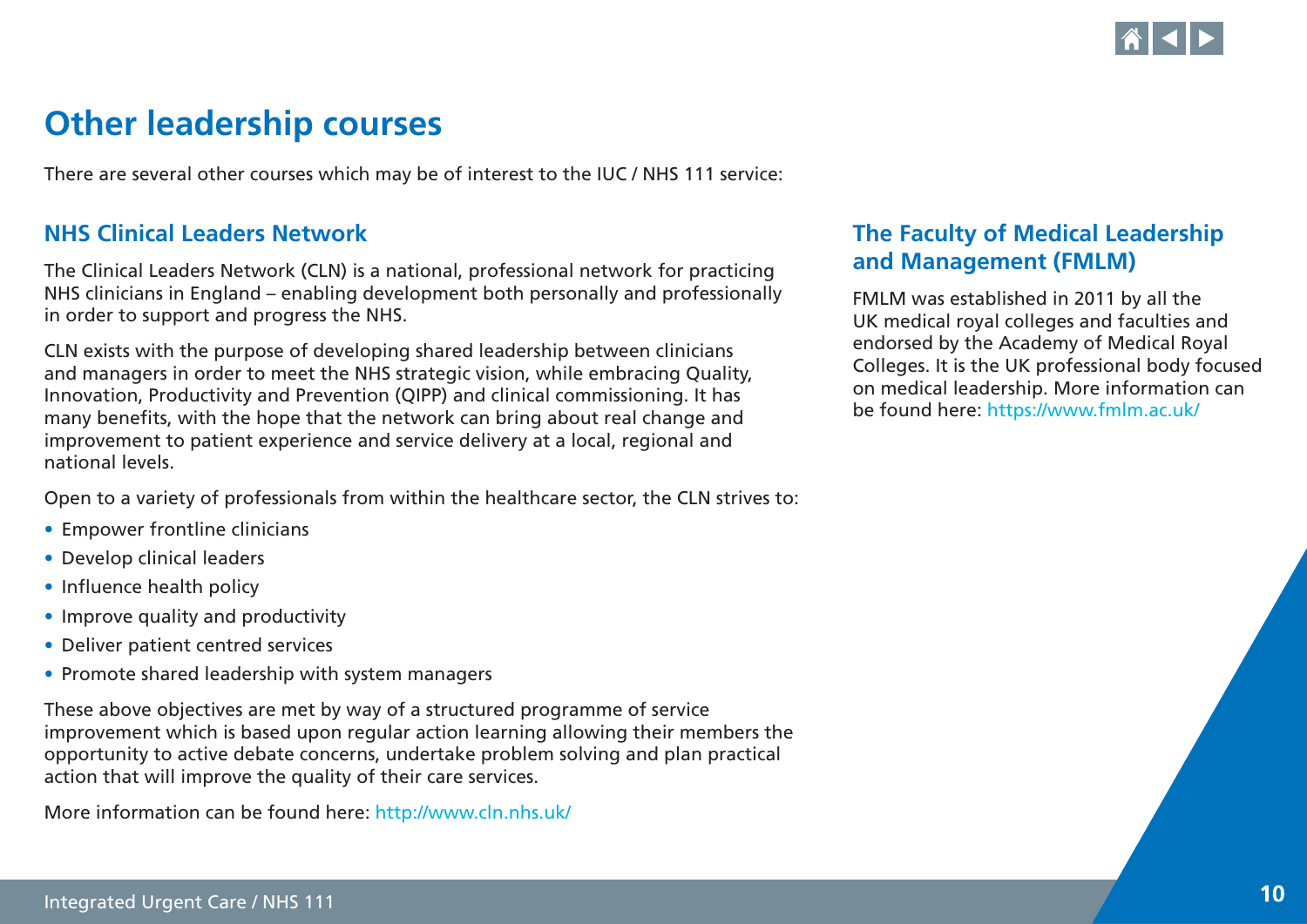# Other leadership courses

There are several other courses which may be of interest to the IUC / NHS 111 service:

## NHS Clinical Leaders Network

The Clinical Leaders Network (CLN) is a national, professional network for practicing NHS clinicians in England – enabling development both personally and professionally in order to support and progress the NHS.

CLN exists with the purpose of developing shared leadership between clinicians and managers in order to meet the NHS strategic vision, while embracing Quality, Innovation, Productivity and Prevention (QIPP) and clinical commissioning. It has many benefits, with the hope that the network can bring about real change and improvement to patient experience and service delivery at a local, regional and national levels.

Open to a variety of professionals from within the healthcare sector, the CLN strives to:

- Empower frontline clinicians
- Develop clinical leaders
- Influence health policy
- Improve quality and productivity
- Deliver patient centred services
- Promote shared leadership with system managers

These above objectives are met by way of a structured programme of service improvement which is based upon regular action learning allowing their members the opportunity to active debate concerns, undertake problem solving and plan practical action that will improve the quality of their care services.

More information can be found here: http://www.cln.nhs.uk/

## The Faculty of Medical Leadership and Management (FMLM)

FMLM was established in 2011 by all the UK medical royal colleges and faculties and endorsed by the Academy of Medical Royal Colleges. It is the UK professional body focused on medical leadership. More information can be found here: https://www.fmlm.ac.uk/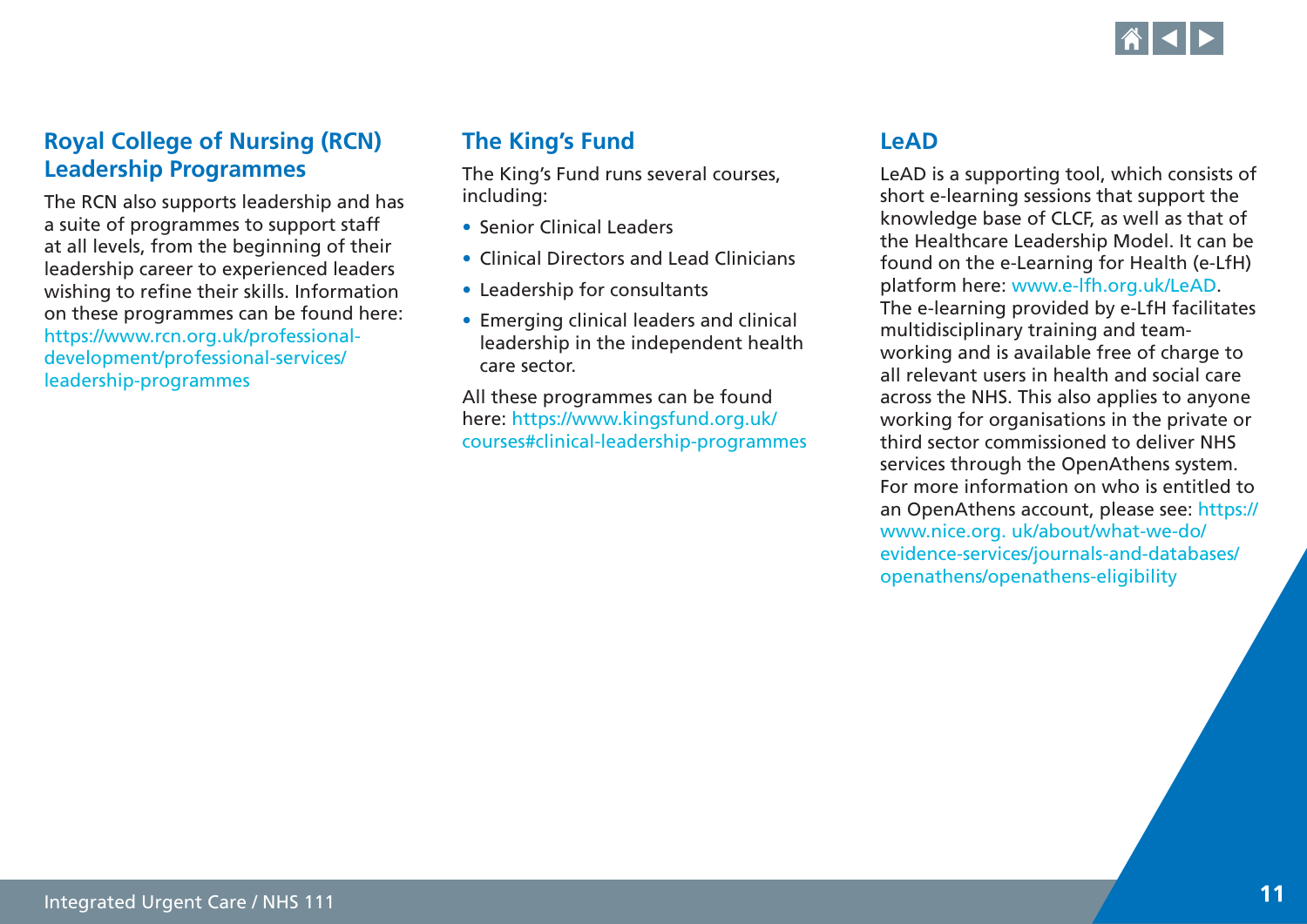## Royal College of Nursing (RCN) Leadership Programmes

The RCN also supports leadership and has a suite of programmes to support staff at all levels, from the beginning of their leadership career to experienced leaders wishing to refine their skills. Information on these programmes can be found here: https://www.rcn.org.uk/professional-development/professional-services/leadership-programmes

## The King's Fund

The King's Fund runs several courses, including:

- Senior Clinical Leaders
- Clinical Directors and Lead Clinicians
- Leadership for consultants
- Emerging clinical leaders and clinical leadership in the independent health care sector.

All these programmes can be found here: https://www.kingsfund.org.uk/courses#clinical-leadership-programmes

## LeAD

LeAD is a supporting tool, which consists of short e-learning sessions that support the knowledge base of CLCF, as well as that of the Healthcare Leadership Model. It can be found on the e-Learning for Health (e-LfH) platform here: www.e-lfh.org.uk/LeAD. The e-learning provided by e-LfH facilitates multidisciplinary training and team-working and is available free of charge to all relevant users in health and social care across the NHS. This also applies to anyone working for organisations in the private or third sector commissioned to deliver NHS services through the OpenAthens system. For more information on who is entitled to an OpenAthens account, please see: https://www.nice.org. uk/about/what-we-do/evidence-services/journals-and-databases/openathens/openathens-eligibility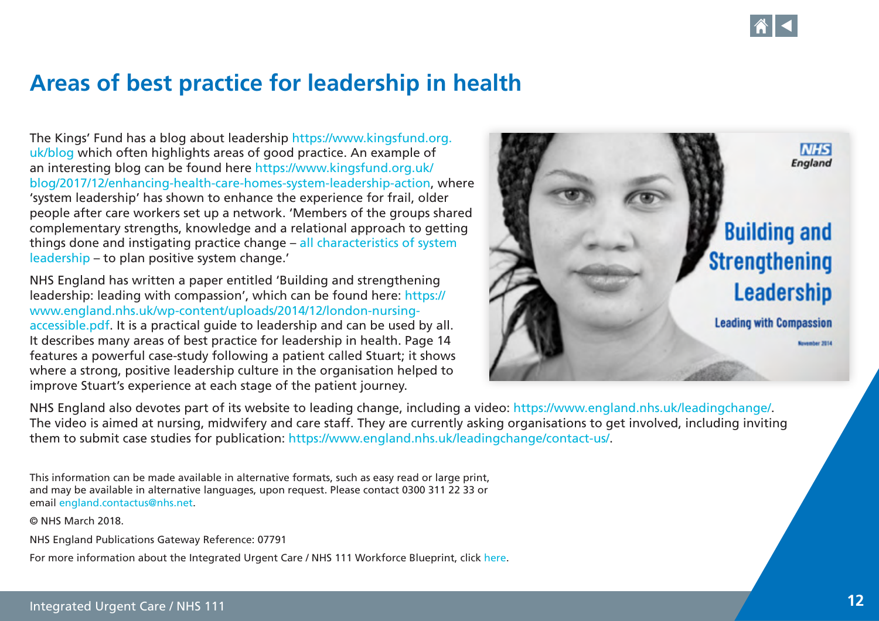# Areas of best practice for leadership in health

The Kings' Fund has a blog about leadership https://www.kingsfund.org.uk/blog which often highlights areas of good practice. An example of an interesting blog can be found here https://www.kingsfund.org.uk/blog/2017/12/enhancing-health-care-homes-system-leadership-action, where 'system leadership' has shown to enhance the experience for frail, older people after care workers set up a network. 'Members of the groups shared complementary strengths, knowledge and a relational approach to getting things done and instigating practice change – all characteristics of system leadership – to plan positive system change.'

NHS England has written a paper entitled 'Building and strengthening leadership: leading with compassion', which can be found here: https://www.england.nhs.uk/wp-content/uploads/2014/12/london-nursing-accessible.pdf. It is a practical guide to leadership and can be used by all. It describes many areas of best practice for leadership in health. Page 14 features a powerful case-study following a patient called Stuart; it shows where a strong, positive leadership culture in the organisation helped to improve Stuart's experience at each stage of the patient journey.

NHS England also devotes part of its website to leading change, including a video: https://www.england.nhs.uk/leadingchange/. The video is aimed at nursing, midwifery and care staff. They are currently asking organisations to get involved, including inviting them to submit case studies for publication: https://www.england.nhs.uk/leadingchange/contact-us/.

This information can be made available in alternative formats, such as easy read or large print, and may be available in alternative languages, upon request. Please contact 0300 311 22 33 or email england.contactus@nhs.net.

© NHS March 2018.

NHS England Publications Gateway Reference: 07791

For more information about the Integrated Urgent Care / NHS 111 Workforce Blueprint, click here.